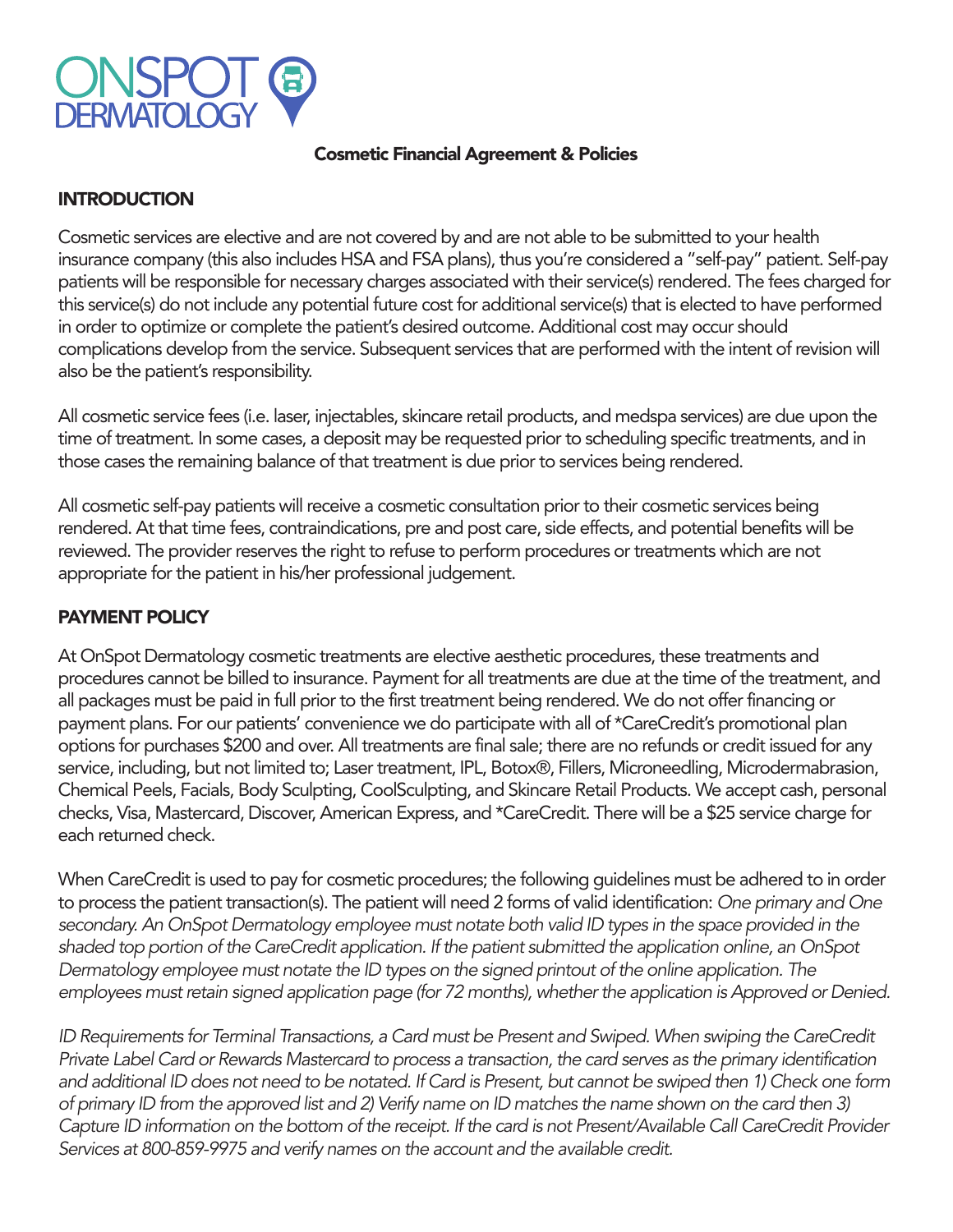ONSPOT DERMATOLOGY

**Cosmetic Financial Agreement & Policies**

## INTRODUCTION

Cosmetic services are elective and are not covered by and are not able to be submitted to your health insurance company (this also includes HSA and FSA plans), thus you're considered a "self-pay" patient. Self-pay patients will be responsible for necessary charges associated with their service(s) rendered. The fees charged for this service(s) do not include any potential future cost for additional service(s) that is elected to have performed in order to optimize or complete the patient's desired outcome. Additional cost may occur should complications develop from the service. Subsequent services that are performed with the intent of revision will also be the patient's responsibility.

All cosmetic service fees (i.e. laser, injectables, skincare retail products, and medspa services) are due upon the time of treatment. In some cases, a deposit may be requested prior to scheduling specific treatments, and in those cases the remaining balance of that treatment is due prior to services being rendered.

All cosmetic self-pay patients will receive a cosmetic consultation prior to their cosmetic services being rendered. At that time fees, contraindications, pre and post care, side effects, and potential benefits will be reviewed. The provider reserves the right to refuse to perform procedures or treatments which are not appropriate for the patient in his/her professional judgement.

## PAYMENT POLICY

At OnSpot Dermatology cosmetic treatments are elective aesthetic procedures, these treatments and procedures cannot be billed to insurance. Payment for all treatments are due at the time of the treatment, and all packages must be paid in full prior to the first treatment being rendered. We do not offer financing or payment plans. For our patients' convenience we do participate with all of *CareCredit's promotional plan options for purchases $200 and over. All treatments are final sale; there are no refunds or credit issued for any service, including, but not limited to; Laser treatment, IPL, Botox®, Fillers, Microneedling, Microdermabrasion, Chemical Peels, Facials, Body Sculpting, CoolSculpting, and Skincare Retail Products. We accept cash, personal checks, Visa, Mastercard, Discover, American Express, and *CareCredit. There will be a $25 service charge for each returned check.

When CareCredit is used to pay for cosmetic procedures; the following guidelines must be adhered to in order to process the patient transaction(s). The patient will need 2 forms of valid identification: *One primary and One secondary. An OnSpot Dermatology employee must notate both valid ID types in the space provided in the shaded top portion of the CareCredit application. If the patient submitted the application online, an OnSpot Dermatology employee must notate the ID types on the signed printout of the online application. The employees must retain signed application page (for 72 months), whether the application is Approved or Denied.*

*ID Requirements for Terminal Transactions, a Card must be Present and Swiped. When swiping the CareCredit Private Label Card or Rewards Mastercard to process a transaction, the card serves as the primary identification and additional ID does not need to be notated. If Card is Present, but cannot be swiped then 1) Check one form of primary ID from the approved list and 2) Verify name on ID matches the name shown on the card then 3) Capture ID information on the bottom of the receipt. If the card is not Present/Available Call CareCredit Provider Services at 800-859-9975 and verify names on the account and the available credit.*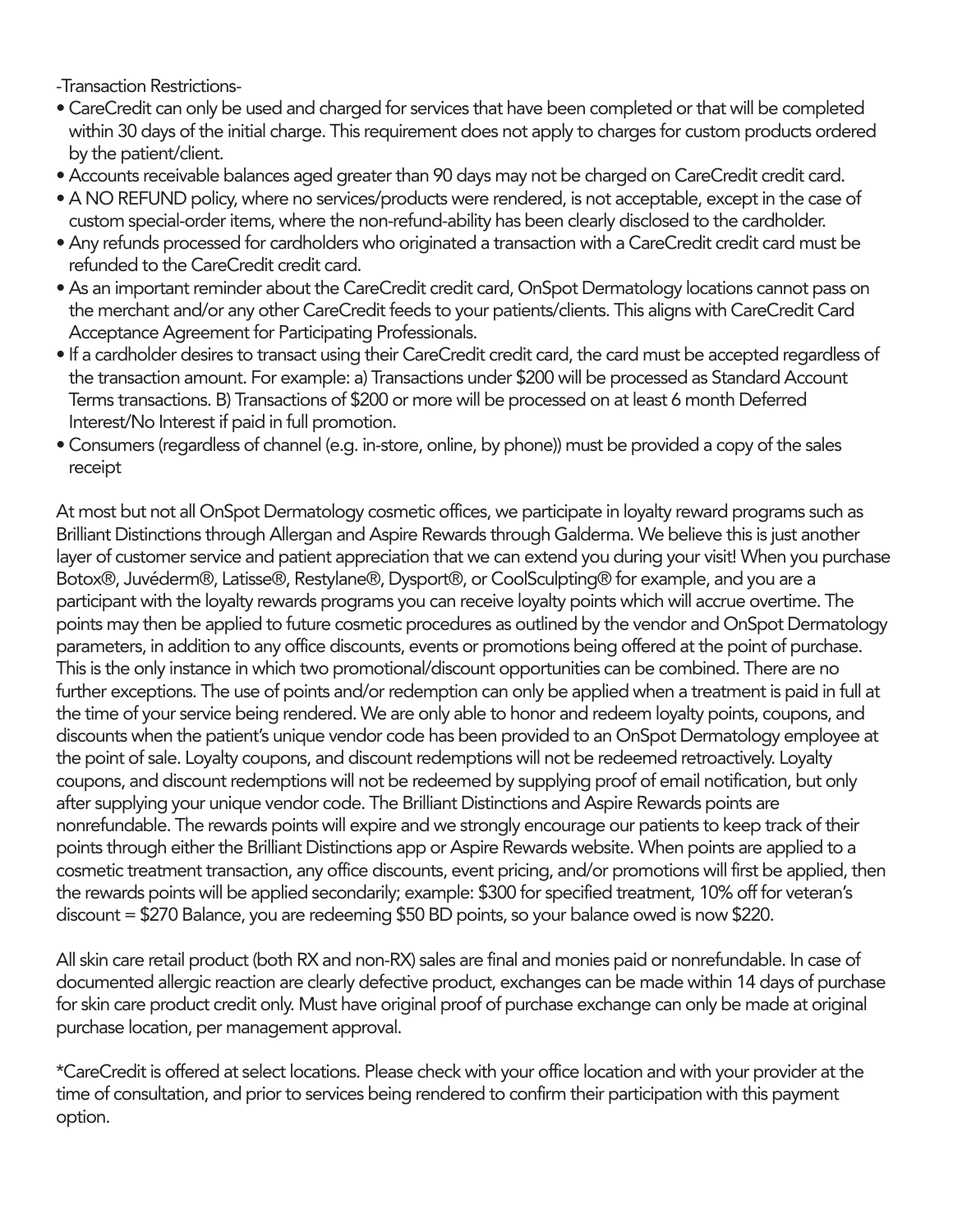-Transaction Restrictions-

- CareCredit can only be used and charged for services that have been completed or that will be completed within 30 days of the initial charge. This requirement does not apply to charges for custom products ordered by the patient/client.
- Accounts receivable balances aged greater than 90 days may not be charged on CareCredit credit card.
- A NO REFUND policy, where no services/products were rendered, is not acceptable, except in the case of custom special-order items, where the non-refund-ability has been clearly disclosed to the cardholder.
- Any refunds processed for cardholders who originated a transaction with a CareCredit credit card must be refunded to the CareCredit credit card.
- As an important reminder about the CareCredit credit card, OnSpot Dermatology locations cannot pass on the merchant and/or any other CareCredit feeds to your patients/clients. This aligns with CareCredit Card Acceptance Agreement for Participating Professionals.
- If a cardholder desires to transact using their CareCredit credit card, the card must be accepted regardless of the transaction amount. For example: a) Transactions under $200 will be processed as Standard Account Terms transactions. B) Transactions of $200 or more will be processed on at least 6 month Deferred Interest/No Interest if paid in full promotion.
- Consumers (regardless of channel (e.g. in-store, online, by phone)) must be provided a copy of the sales receipt

At most but not all OnSpot Dermatology cosmetic offices, we participate in loyalty reward programs such as Brilliant Distinctions through Allergan and Aspire Rewards through Galderma. We believe this is just another layer of customer service and patient appreciation that we can extend you during your visit! When you purchase Botox®, Juvéderm®, Latisse®, Restylane®, Dysport®, or CoolSculpting® for example, and you are a participant with the loyalty rewards programs you can receive loyalty points which will accrue overtime. The points may then be applied to future cosmetic procedures as outlined by the vendor and OnSpot Dermatology parameters, in addition to any office discounts, events or promotions being offered at the point of purchase. This is the only instance in which two promotional/discount opportunities can be combined. There are no further exceptions. The use of points and/or redemption can only be applied when a treatment is paid in full at the time of your service being rendered. We are only able to honor and redeem loyalty points, coupons, and discounts when the patient's unique vendor code has been provided to an OnSpot Dermatology employee at the point of sale. Loyalty coupons, and discount redemptions will not be redeemed retroactively. Loyalty coupons, and discount redemptions will not be redeemed by supplying proof of email notification, but only after supplying your unique vendor code. The Brilliant Distinctions and Aspire Rewards points are nonrefundable. The rewards points will expire and we strongly encourage our patients to keep track of their points through either the Brilliant Distinctions app or Aspire Rewards website. When points are applied to a cosmetic treatment transaction, any office discounts, event pricing, and/or promotions will first be applied, then the rewards points will be applied secondarily; example: $300 for specified treatment, 10% off for veteran's discount = $270 Balance, you are redeeming $50 BD points, so your balance owed is now $220.

All skin care retail product (both RX and non-RX) sales are final and monies paid or nonrefundable. In case of documented allergic reaction are clearly defective product, exchanges can be made within 14 days of purchase for skin care product credit only. Must have original proof of purchase exchange can only be made at original purchase location, per management approval.

*CareCredit is offered at select locations. Please check with your office location and with your provider at the time of consultation, and prior to services being rendered to confirm their participation with this payment option.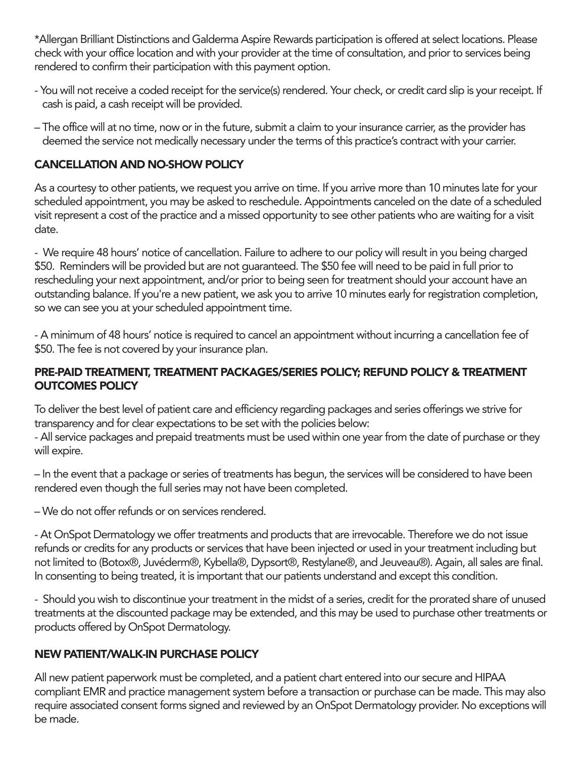*Allergan Brilliant Distinctions and Galderma Aspire Rewards participation is offered at select locations. Please check with your office location and with your provider at the time of consultation, and prior to services being rendered to confirm their participation with this payment option.

- You will not receive a coded receipt for the service(s) rendered. Your check, or credit card slip is your receipt. If cash is paid, a cash receipt will be provided.

– The office will at no time, now or in the future, submit a claim to your insurance carrier, as the provider has deemed the service not medically necessary under the terms of this practice's contract with your carrier.

## CANCELLATION AND NO-SHOW POLICY

As a courtesy to other patients, we request you arrive on time. If you arrive more than 10 minutes late for your scheduled appointment, you may be asked to reschedule. Appointments canceled on the date of a scheduled visit represent a cost of the practice and a missed opportunity to see other patients who are waiting for a visit date.

- We require 48 hours' notice of cancellation. Failure to adhere to our policy will result in you being charged $50. Reminders will be provided but are not guaranteed. The $50 fee will need to be paid in full prior to rescheduling your next appointment, and/or prior to being seen for treatment should your account have an outstanding balance. If you're a new patient, we ask you to arrive 10 minutes early for registration completion, so we can see you at your scheduled appointment time.

- A minimum of 48 hours' notice is required to cancel an appointment without incurring a cancellation fee of $50. The fee is not covered by your insurance plan.

## PRE-PAID TREATMENT, TREATMENT PACKAGES/SERIES POLICY; REFUND POLICY & TREATMENT OUTCOMES POLICY

To deliver the best level of patient care and efficiency regarding packages and series offerings we strive for transparency and for clear expectations to be set with the policies below:

- All service packages and prepaid treatments must be used within one year from the date of purchase or they will expire.

– In the event that a package or series of treatments has begun, the services will be considered to have been rendered even though the full series may not have been completed.

– We do not offer refunds or on services rendered.

- At OnSpot Dermatology we offer treatments and products that are irrevocable. Therefore we do not issue refunds or credits for any products or services that have been injected or used in your treatment including but not limited to (Botox®, Juvéderm®, Kybella®, Dypsort®, Restylane®, and Jeuveau®). Again, all sales are final. In consenting to being treated, it is important that our patients understand and except this condition.

- Should you wish to discontinue your treatment in the midst of a series, credit for the prorated share of unused treatments at the discounted package may be extended, and this may be used to purchase other treatments or products offered by OnSpot Dermatology.

## NEW PATIENT/WALK-IN PURCHASE POLICY

All new patient paperwork must be completed, and a patient chart entered into our secure and HIPAA compliant EMR and practice management system before a transaction or purchase can be made. This may also require associated consent forms signed and reviewed by an OnSpot Dermatology provider. No exceptions will be made.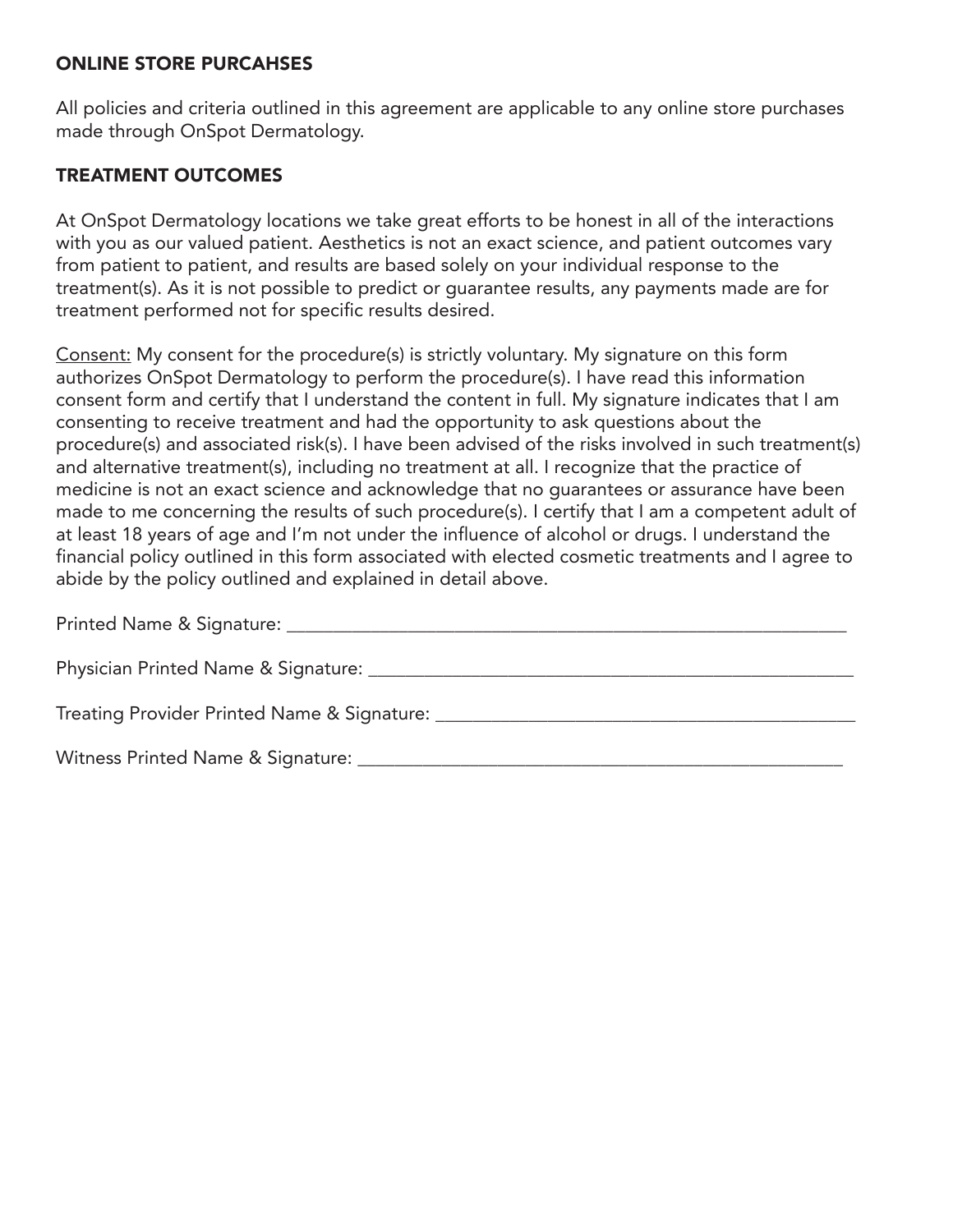## ONLINE STORE PURCAHSES

All policies and criteria outlined in this agreement are applicable to any online store purchases made through OnSpot Dermatology.

## TREATMENT OUTCOMES

At OnSpot Dermatology locations we take great efforts to be honest in all of the interactions with you as our valued patient. Aesthetics is not an exact science, and patient outcomes vary from patient to patient, and results are based solely on your individual response to the treatment(s). As it is not possible to predict or guarantee results, any payments made are for treatment performed not for specific results desired.

<u>Consent:</u> My consent for the procedure(s) is strictly voluntary. My signature on this form authorizes OnSpot Dermatology to perform the procedure(s). I have read this information consent form and certify that I understand the content in full. My signature indicates that I am consenting to receive treatment and had the opportunity to ask questions about the procedure(s) and associated risk(s). I have been advised of the risks involved in such treatment(s) and alternative treatment(s), including no treatment at all. I recognize that the practice of medicine is not an exact science and acknowledge that no guarantees or assurance have been made to me concerning the results of such procedure(s). I certify that I am a competent adult of at least 18 years of age and I'm not under the influence of alcohol or drugs. I understand the financial policy outlined in this form associated with elected cosmetic treatments and I agree to abide by the policy outlined and explained in detail above.

Printed Name & Signature: ____________________________________________________________

Physician Printed Name & Signature: ____________________________________________________

Treating Provider Printed Name & Signature: ______________________________________________

Witness Printed Name & Signature: _____________________________________________________